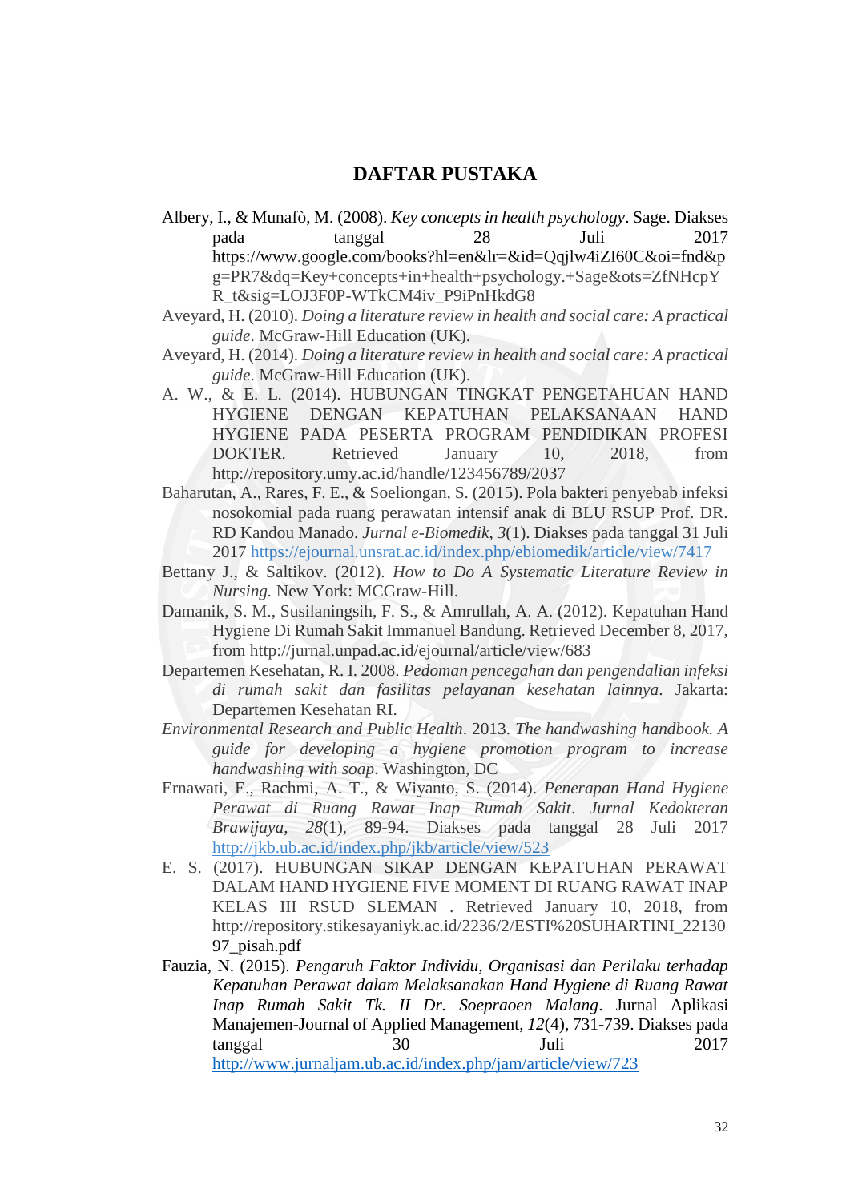# DAFTAR PUSTAKA

Albery, I., & Munafò, M. (2008). *Key concepts in health psychology*. Sage. Diakses pada tanggal 28 Juli 2017 https://www.google.com/books?hl=en&lr=&id=Qqjlw4iZI60C&oi=fnd&pg=PR7&dq=Key+concepts+in+health+psychology.+Sage&ots=ZfNHcpYR_t&sig=LOJ3F0P-WTkCM4iv_P9iPnHkdG8

Aveyard, H. (2010). *Doing a literature review in health and social care: A practical guide*. McGraw-Hill Education (UK).

Aveyard, H. (2014). *Doing a literature review in health and social care: A practical guide*. McGraw-Hill Education (UK).

A. W., & E. L. (2014). HUBUNGAN TINGKAT PENGETAHUAN HAND HYGIENE DENGAN KEPATUHAN PELAKSANAAN HAND HYGIENE PADA PESERTA PROGRAM PENDIDIKAN PROFESI DOKTER. Retrieved January 10, 2018, from http://repository.umy.ac.id/handle/123456789/2037

Baharutan, A., Rares, F. E., & Soeliongan, S. (2015). Pola bakteri penyebab infeksi nosokomial pada ruang perawatan intensif anak di BLU RSUP Prof. DR. RD Kandou Manado. *Jurnal e-Biomedik*, *3*(1). Diakses pada tanggal 31 Juli 2017 https://ejournal.unsrat.ac.id/index.php/ebiomedik/article/view/7417

Bettany J., & Saltikov. (2012). *How to Do A Systematic Literature Review in Nursing.* New York: MCGraw-Hill.

Damanik, S. M., Susilaningsih, F. S., & Amrullah, A. A. (2012). Kepatuhan Hand Hygiene Di Rumah Sakit Immanuel Bandung. Retrieved December 8, 2017, from http://jurnal.unpad.ac.id/ejournal/article/view/683

Departemen Kesehatan, R. I. 2008. *Pedoman pencegahan dan pengendalian infeksi di rumah sakit dan fasilitas pelayanan kesehatan lainnya*. Jakarta: Departemen Kesehatan RI.

*Environmental Research and Public Health*. 2013. *The handwashing handbook. A guide for developing a hygiene promotion program to increase handwashing with soap*. Washington, DC

Ernawati, E., Rachmi, A. T., & Wiyanto, S. (2014). *Penerapan Hand Hygiene Perawat di Ruang Rawat Inap Rumah Sakit*. *Jurnal Kedokteran Brawijaya*, *28*(1), 89-94. Diakses pada tanggal 28 Juli 2017 http://jkb.ub.ac.id/index.php/jkb/article/view/523

E. S. (2017). HUBUNGAN SIKAP DENGAN KEPATUHAN PERAWAT DALAM HAND HYGIENE FIVE MOMENT DI RUANG RAWAT INAP KELAS III RSUD SLEMAN . Retrieved January 10, 2018, from http://repository.stikesayaniyk.ac.id/2236/2/ESTI%20SUHARTINI_2213097_pisah.pdf

Fauzia, N. (2015). *Pengaruh Faktor Individu, Organisasi dan Perilaku terhadap Kepatuhan Perawat dalam Melaksanakan Hand Hygiene di Ruang Rawat Inap Rumah Sakit Tk. II Dr. Soepraoen Malang*. Jurnal Aplikasi Manajemen-Journal of Applied Management, *12*(4), 731-739. Diakses pada tanggal 30 Juli 2017 http://www.jurnaljam.ub.ac.id/index.php/jam/article/view/723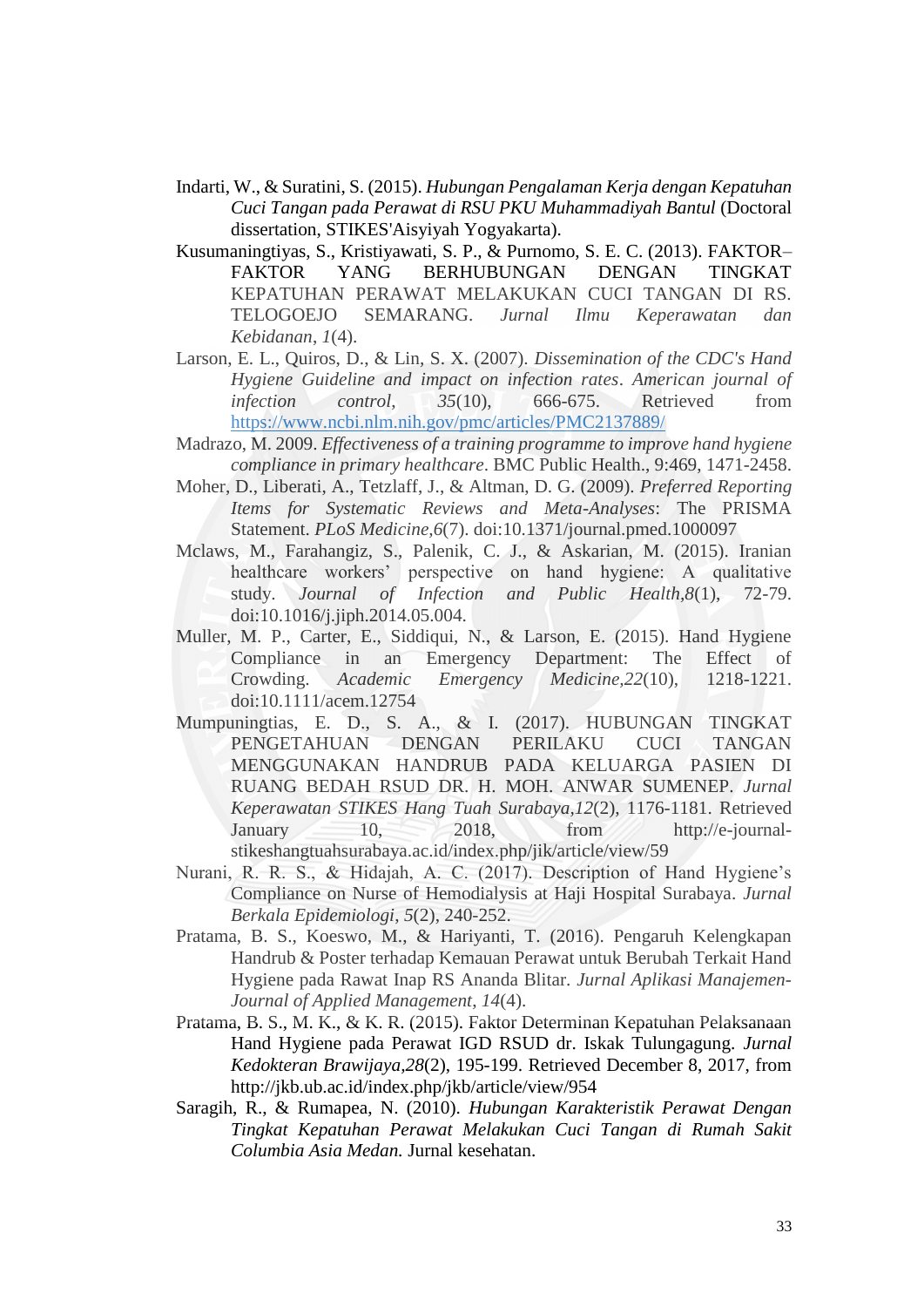Indarti, W., & Suratini, S. (2015). *Hubungan Pengalaman Kerja dengan Kepatuhan Cuci Tangan pada Perawat di RSU PKU Muhammadiyah Bantul* (Doctoral dissertation, STIKES'Aisyiyah Yogyakarta).

Kusumaningtiyas, S., Kristiyawati, S. P., & Purnomo, S. E. C. (2013). FAKTOR–FAKTOR YANG BERHUBUNGAN DENGAN TINGKAT KEPATUHAN PERAWAT MELAKUKAN CUCI TANGAN DI RS. TELOGOEJO SEMARANG. *Jurnal Ilmu Keperawatan dan Kebidanan*, *1*(4).

Larson, E. L., Quiros, D., & Lin, S. X. (2007). *Dissemination of the CDC's Hand Hygiene Guideline and impact on infection rates*. *American journal of infection control*, *35*(10), 666-675. Retrieved from https://www.ncbi.nlm.nih.gov/pmc/articles/PMC2137889/

Madrazo, M. 2009. *Effectiveness of a training programme to improve hand hygiene compliance in primary healthcare*. BMC Public Health., 9:469, 1471-2458.

Moher, D., Liberati, A., Tetzlaff, J., & Altman, D. G. (2009). *Preferred Reporting Items for Systematic Reviews and Meta-Analyses*: The PRISMA Statement. *PLoS Medicine*,*6*(7). doi:10.1371/journal.pmed.1000097

Mclaws, M., Farahangiz, S., Palenik, C. J., & Askarian, M. (2015). Iranian healthcare workers' perspective on hand hygiene: A qualitative study. *Journal of Infection and Public Health*,*8*(1), 72-79. doi:10.1016/j.jiph.2014.05.004.

Muller, M. P., Carter, E., Siddiqui, N., & Larson, E. (2015). Hand Hygiene Compliance in an Emergency Department: The Effect of Crowding. *Academic Emergency Medicine*,*22*(10), 1218-1221. doi:10.1111/acem.12754

Mumpuningtias, E. D., S. A., & I. (2017). HUBUNGAN TINGKAT PENGETAHUAN DENGAN PERILAKU CUCI TANGAN MENGGUNAKAN HANDRUB PADA KELUARGA PASIEN DI RUANG BEDAH RSUD DR. H. MOH. ANWAR SUMENEP. *Jurnal Keperawatan STIKES Hang Tuah Surabaya*,*12*(2), 1176-1181. Retrieved January 10, 2018, from http://e-journal-stikeshangtuahsurabaya.ac.id/index.php/jik/article/view/59

Nurani, R. R. S., & Hidajah, A. C. (2017). Description of Hand Hygiene's Compliance on Nurse of Hemodialysis at Haji Hospital Surabaya. *Jurnal Berkala Epidemiologi*, *5*(2), 240-252.

Pratama, B. S., Koeswo, M., & Hariyanti, T. (2016). Pengaruh Kelengkapan Handrub & Poster terhadap Kemauan Perawat untuk Berubah Terkait Hand Hygiene pada Rawat Inap RS Ananda Blitar. *Jurnal Aplikasi Manajemen-Journal of Applied Management*, *14*(4).

Pratama, B. S., M. K., & K. R. (2015). Faktor Determinan Kepatuhan Pelaksanaan Hand Hygiene pada Perawat IGD RSUD dr. Iskak Tulungagung. *Jurnal Kedokteran Brawijaya*,*28*(2), 195-199. Retrieved December 8, 2017, from http://jkb.ub.ac.id/index.php/jkb/article/view/954

Saragih, R., & Rumapea, N. (2010). *Hubungan Karakteristik Perawat Dengan Tingkat Kepatuhan Perawat Melakukan Cuci Tangan di Rumah Sakit Columbia Asia Medan.* Jurnal kesehatan.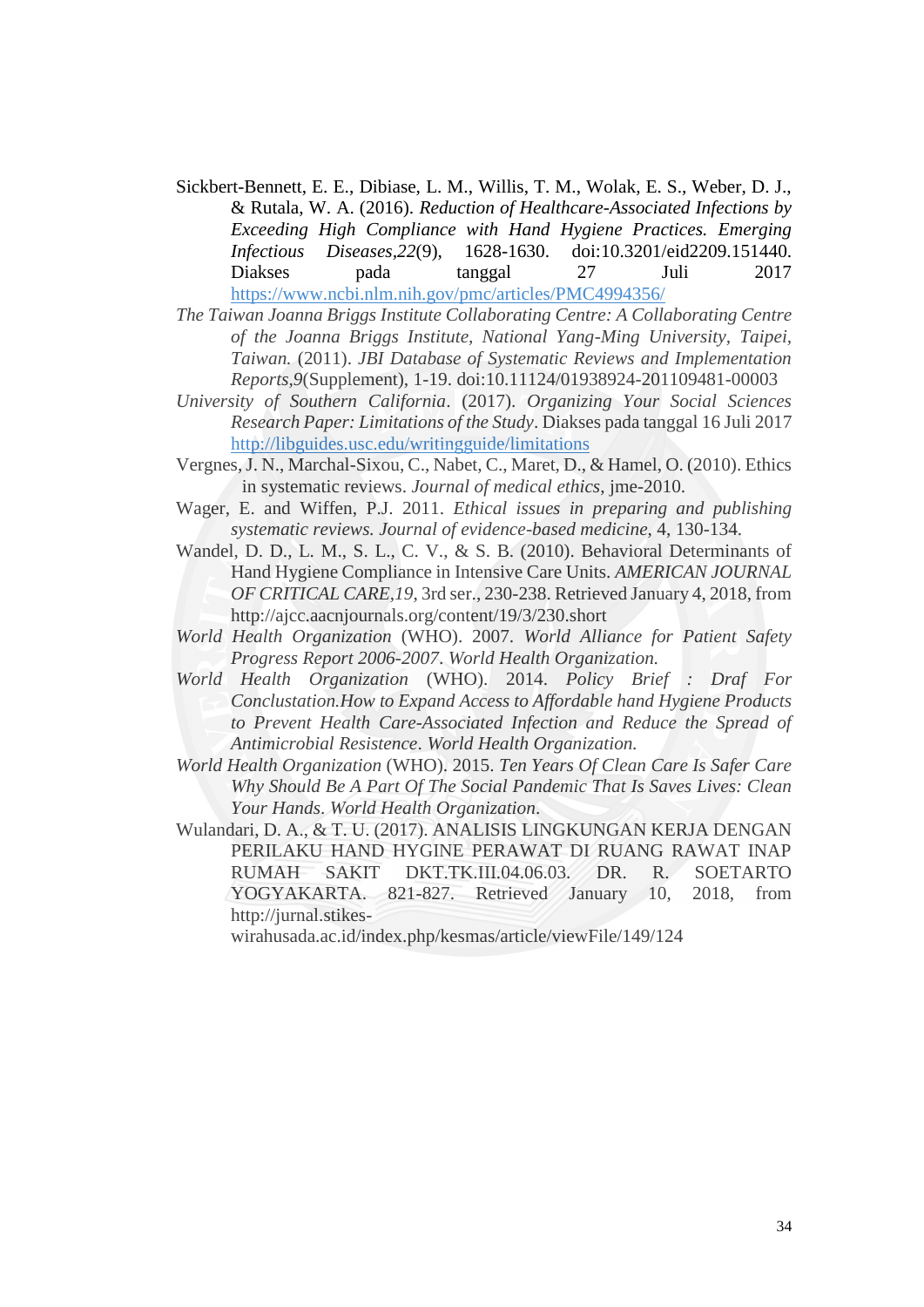Sickbert-Bennett, E. E., Dibiase, L. M., Willis, T. M., Wolak, E. S., Weber, D. J., & Rutala, W. A. (2016). *Reduction of Healthcare-Associated Infections by Exceeding High Compliance with Hand Hygiene Practices. Emerging Infectious Diseases,22*(9), 1628-1630. doi:10.3201/eid2209.151440. Diakses pada tanggal 27 Juli 2017 https://www.ncbi.nlm.nih.gov/pmc/articles/PMC4994356/

*The Taiwan Joanna Briggs Institute Collaborating Centre: A Collaborating Centre of the Joanna Briggs Institute, National Yang-Ming University, Taipei, Taiwan.* (2011). *JBI Database of Systematic Reviews and Implementation Reports,9*(Supplement), 1-19. doi:10.11124/01938924-201109481-00003

*University of Southern California*. (2017). *Organizing Your Social Sciences Research Paper: Limitations of the Study*. Diakses pada tanggal 16 Juli 2017 http://libguides.usc.edu/writingguide/limitations

Vergnes, J. N., Marchal-Sixou, C., Nabet, C., Maret, D., & Hamel, O. (2010). Ethics in systematic reviews. *Journal of medical ethics*, jme-2010.

Wager, E. and Wiffen, P.J. 2011. *Ethical issues in preparing and publishing systematic reviews. Journal of evidence-based medicine*, 4, 130-134.

Wandel, D. D., L. M., S. L., C. V., & S. B. (2010). Behavioral Determinants of Hand Hygiene Compliance in Intensive Care Units. *AMERICAN JOURNAL OF CRITICAL CARE,19*, 3rd ser., 230-238. Retrieved January 4, 2018, from http://ajcc.aacnjournals.org/content/19/3/230.short

*World Health Organization* (WHO). 2007. *World Alliance for Patient Safety Progress Report 2006-2007*. *World Health Organization.*

*World Health Organization* (WHO). 2014. *Policy Brief : Draf For Conclustation.How to Expand Access to Affordable hand Hygiene Products to Prevent Health Care-Associated Infection and Reduce the Spread of Antimicrobial Resistence*. *World Health Organization.*

*World Health Organization* (WHO). 2015. *Ten Years Of Clean Care Is Safer Care Why Should Be A Part Of The Social Pandemic That Is Saves Lives: Clean Your Hands*. *World Health Organization*.

Wulandari, D. A., & T. U. (2017). ANALISIS LINGKUNGAN KERJA DENGAN PERILAKU HAND HYGINE PERAWAT DI RUANG RAWAT INAP RUMAH SAKIT DKT.TK.III.04.06.03. DR. R. SOETARTO YOGYAKARTA. 821-827. Retrieved January 10, 2018, from http://jurnal.stikes-wirahusada.ac.id/index.php/kesmas/article/viewFile/149/124